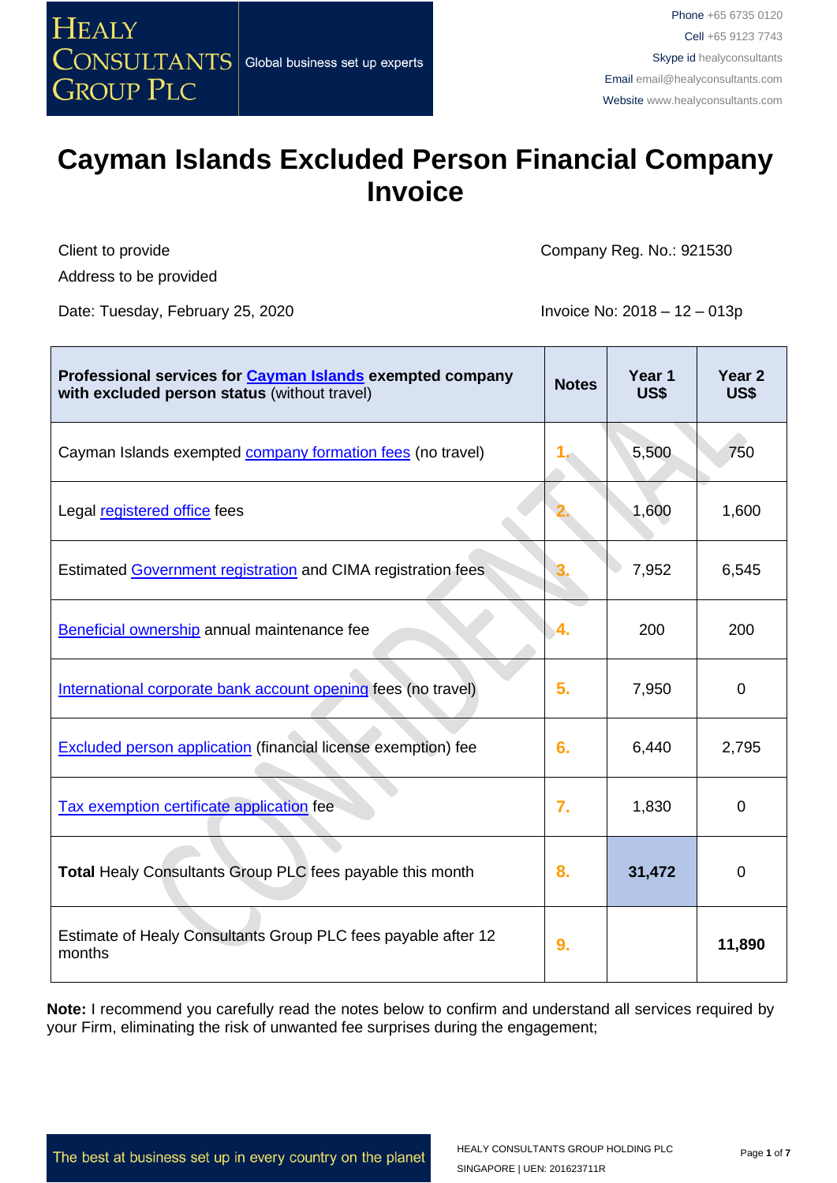HEALY CONSULTANTS GROUP PLC

Global business set up experts

**Phone** +65 6735 0120
**Cell** +65 9123 7743
**Skype id** healyconsultants
**Email** email@healyconsultants.com
**Website** www.healyconsultants.com

# Cayman Islands Excluded Person Financial Company Invoice

Client to provide
Address to be provided

Company Reg. No.: 921530

Date: Tuesday, February 25, 2020

Invoice No: 2018 – 12 – 013p

| **Professional services for Cayman Islands exempted company with excluded person status** (without travel) | **Notes** | **Year 1 US$** | **Year 2 US$** |
|---|---|---|---|
| Cayman Islands exempted company formation fees (no travel) | 1. | 5,500 | 750 |
| Legal registered office fees | 2. | 1,600 | 1,600 |
| Estimated Government registration and CIMA registration fees | 3. | 7,952 | 6,545 |
| Beneficial ownership annual maintenance fee | 4. | 200 | 200 |
| International corporate bank account opening fees (no travel) | 5. | 7,950 | 0 |
| Excluded person application (financial license exemption) fee | 6. | 6,440 | 2,795 |
| Tax exemption certificate application fee | 7. | 1,830 | 0 |
| **Total** Healy Consultants Group PLC fees payable this month | 8. | **31,472** | 0 |
| Estimate of Healy Consultants Group PLC fees payable after 12 months | 9. | | **11,890** |

**Note:** I recommend you carefully read the notes below to confirm and understand all services required by your Firm, eliminating the risk of unwanted fee surprises during the engagement;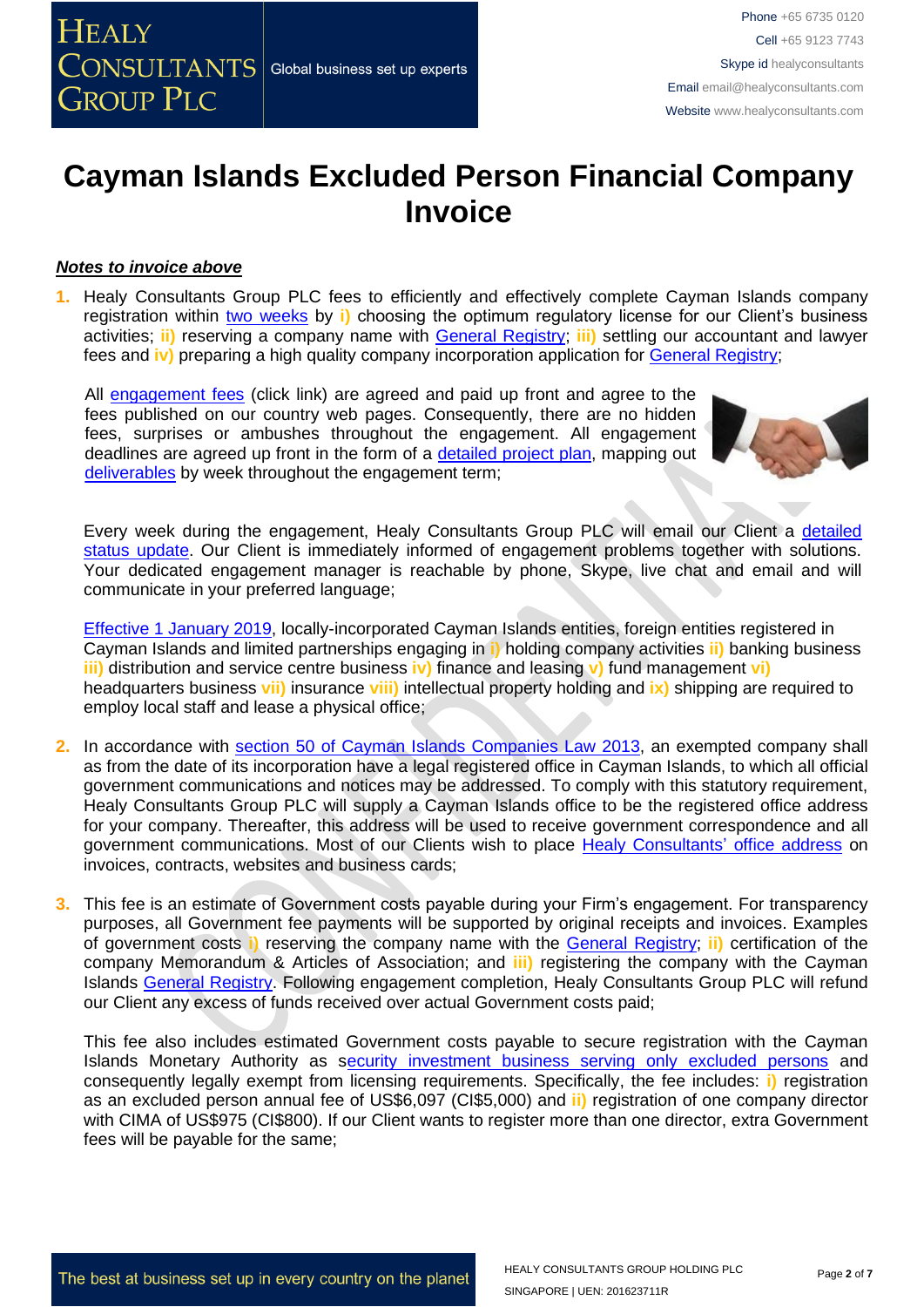# Cayman Islands Excluded Person Financial Company Invoice

***Notes to invoice above***

1. Healy Consultants Group PLC fees to efficiently and effectively complete Cayman Islands company registration within two weeks by **i)** choosing the optimum regulatory license for our Client's business activities; **ii)** reserving a company name with General Registry; **iii)** settling our accountant and lawyer fees and **iv)** preparing a high quality company incorporation application for General Registry;

   All engagement fees (click link) are agreed and paid up front and agree to the fees published on our country web pages. Consequently, there are no hidden fees, surprises or ambushes throughout the engagement. All engagement deadlines are agreed up front in the form of a detailed project plan, mapping out deliverables by week throughout the engagement term;

   Every week during the engagement, Healy Consultants Group PLC will email our Client a detailed status update. Our Client is immediately informed of engagement problems together with solutions. Your dedicated engagement manager is reachable by phone, Skype, live chat and email and will communicate in your preferred language;

   Effective 1 January 2019, locally-incorporated Cayman Islands entities, foreign entities registered in Cayman Islands and limited partnerships engaging in **i)** holding company activities **ii)** banking business **iii)** distribution and service centre business **iv)** finance and leasing **v)** fund management **vi)** headquarters business **vii)** insurance **viii)** intellectual property holding and **ix)** shipping are required to employ local staff and lease a physical office;

2. In accordance with section 50 of Cayman Islands Companies Law 2013, an exempted company shall as from the date of its incorporation have a legal registered office in Cayman Islands, to which all official government communications and notices may be addressed. To comply with this statutory requirement, Healy Consultants Group PLC will supply a Cayman Islands office to be the registered office address for your company. Thereafter, this address will be used to receive government correspondence and all government communications. Most of our Clients wish to place Healy Consultants' office address on invoices, contracts, websites and business cards;

3. This fee is an estimate of Government costs payable during your Firm's engagement. For transparency purposes, all Government fee payments will be supported by original receipts and invoices. Examples of government costs **i)** reserving the company name with the General Registry; **ii)** certification of the company Memorandum & Articles of Association; and **iii)** registering the company with the Cayman Islands General Registry. Following engagement completion, Healy Consultants Group PLC will refund our Client any excess of funds received over actual Government costs paid;

   This fee also includes estimated Government costs payable to secure registration with the Cayman Islands Monetary Authority as security investment business serving only excluded persons and consequently legally exempt from licensing requirements. Specifically, the fee includes: **i)** registration as an excluded person annual fee of US$6,097 (CI$5,000) and **ii)** registration of one company director with CIMA of US$975 (CI$800). If our Client wants to register more than one director, extra Government fees will be payable for the same;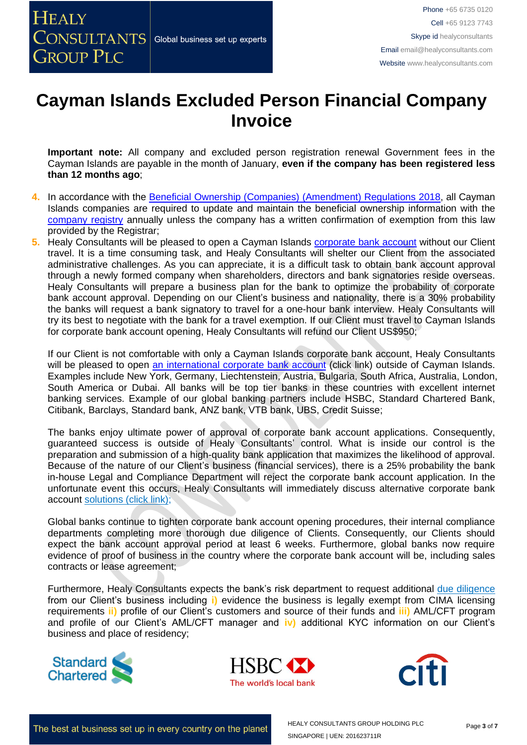# Cayman Islands Excluded Person Financial Company Invoice

**Important note:** All company and excluded person registration renewal Government fees in the Cayman Islands are payable in the month of January, **even if the company has been registered less than 12 months ago**;

4. In accordance with the Beneficial Ownership (Companies) (Amendment) Regulations 2018, all Cayman Islands companies are required to update and maintain the beneficial ownership information with the company registry annually unless the company has a written confirmation of exemption from this law provided by the Registrar;
5. Healy Consultants will be pleased to open a Cayman Islands corporate bank account without our Client travel. It is a time consuming task, and Healy Consultants will shelter our Client from the associated administrative challenges. As you can appreciate, it is a difficult task to obtain bank account approval through a newly formed company when shareholders, directors and bank signatories reside overseas. Healy Consultants will prepare a business plan for the bank to optimize the probability of corporate bank account approval. Depending on our Client's business and nationality, there is a 30% probability the banks will request a bank signatory to travel for a one-hour bank interview. Healy Consultants will try its best to negotiate with the bank for a travel exemption. If our Client must travel to Cayman Islands for corporate bank account opening, Healy Consultants will refund our Client US$950;

   If our Client is not comfortable with only a Cayman Islands corporate bank account, Healy Consultants will be pleased to open an international corporate bank account (click link) outside of Cayman Islands. Examples include New York, Germany, Liechtenstein, Austria, Bulgaria, South Africa, Australia, London, South America or Dubai. All banks will be top tier banks in these countries with excellent internet banking services. Example of our global banking partners include HSBC, Standard Chartered Bank, Citibank, Barclays, Standard bank, ANZ bank, VTB bank, UBS, Credit Suisse;

   The banks enjoy ultimate power of approval of corporate bank account applications. Consequently, guaranteed success is outside of Healy Consultants' control. What is inside our control is the preparation and submission of a high-quality bank application that maximizes the likelihood of approval. Because of the nature of our Client's business (financial services), there is a 25% probability the bank in-house Legal and Compliance Department will reject the corporate bank account application. In the unfortunate event this occurs, Healy Consultants will immediately discuss alternative corporate bank account solutions (click link);

   Global banks continue to tighten corporate bank account opening procedures, their internal compliance departments completing more thorough due diligence of Clients. Consequently, our Clients should expect the bank account approval period at least 6 weeks. Furthermore, global banks now require evidence of proof of business in the country where the corporate bank account will be, including sales contracts or lease agreement;

   Furthermore, Healy Consultants expects the bank's risk department to request additional due diligence from our Client's business including **i)** evidence the business is legally exempt from CIMA licensing requirements **ii)** profile of our Client's customers and source of their funds and **iii)** AML/CFT program and profile of our Client's AML/CFT manager and **iv)** additional KYC information on our Client's business and place of residency;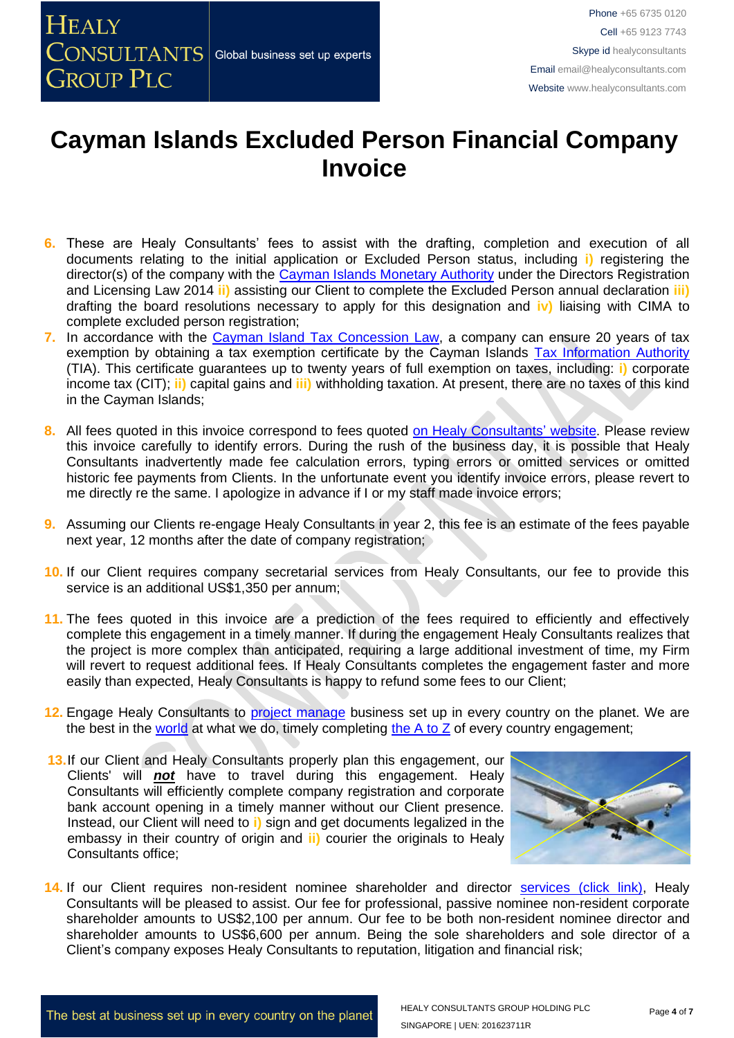# Cayman Islands Excluded Person Financial Company Invoice

6. These are Healy Consultants' fees to assist with the drafting, completion and execution of all documents relating to the initial application or Excluded Person status, including **i)** registering the director(s) of the company with the Cayman Islands Monetary Authority under the Directors Registration and Licensing Law 2014 **ii)** assisting our Client to complete the Excluded Person annual declaration **iii)** drafting the board resolutions necessary to apply for this designation and **iv)** liaising with CIMA to complete excluded person registration;
7. In accordance with the Cayman Island Tax Concession Law, a company can ensure 20 years of tax exemption by obtaining a tax exemption certificate by the Cayman Islands Tax Information Authority (TIA). This certificate guarantees up to twenty years of full exemption on taxes, including: **i)** corporate income tax (CIT); **ii)** capital gains and **iii)** withholding taxation. At present, there are no taxes of this kind in the Cayman Islands;
8. All fees quoted in this invoice correspond to fees quoted on Healy Consultants' website. Please review this invoice carefully to identify errors. During the rush of the business day, it is possible that Healy Consultants inadvertently made fee calculation errors, typing errors or omitted services or omitted historic fee payments from Clients. In the unfortunate event you identify invoice errors, please revert to me directly re the same. I apologize in advance if I or my staff made invoice errors;
9. Assuming our Clients re-engage Healy Consultants in year 2, this fee is an estimate of the fees payable next year, 12 months after the date of company registration;
10. If our Client requires company secretarial services from Healy Consultants, our fee to provide this service is an additional US$1,350 per annum;
11. The fees quoted in this invoice are a prediction of the fees required to efficiently and effectively complete this engagement in a timely manner. If during the engagement Healy Consultants realizes that the project is more complex than anticipated, requiring a large additional investment of time, my Firm will revert to request additional fees. If Healy Consultants completes the engagement faster and more easily than expected, Healy Consultants is happy to refund some fees to our Client;
12. Engage Healy Consultants to project manage business set up in every country on the planet. We are the best in the world at what we do, timely completing the A to Z of every country engagement;
13. If our Client and Healy Consultants properly plan this engagement, our Clients' will ***not*** have to travel during this engagement. Healy Consultants will efficiently complete company registration and corporate bank account opening in a timely manner without our Client presence. Instead, our Client will need to **i)** sign and get documents legalized in the embassy in their country of origin and **ii)** courier the originals to Healy Consultants office;
14. If our Client requires non-resident nominee shareholder and director services (click link), Healy Consultants will be pleased to assist. Our fee for professional, passive nominee non-resident corporate shareholder amounts to US$2,100 per annum. Our fee to be both non-resident nominee director and shareholder amounts to US$6,600 per annum. Being the sole shareholders and sole director of a Client's company exposes Healy Consultants to reputation, litigation and financial risk;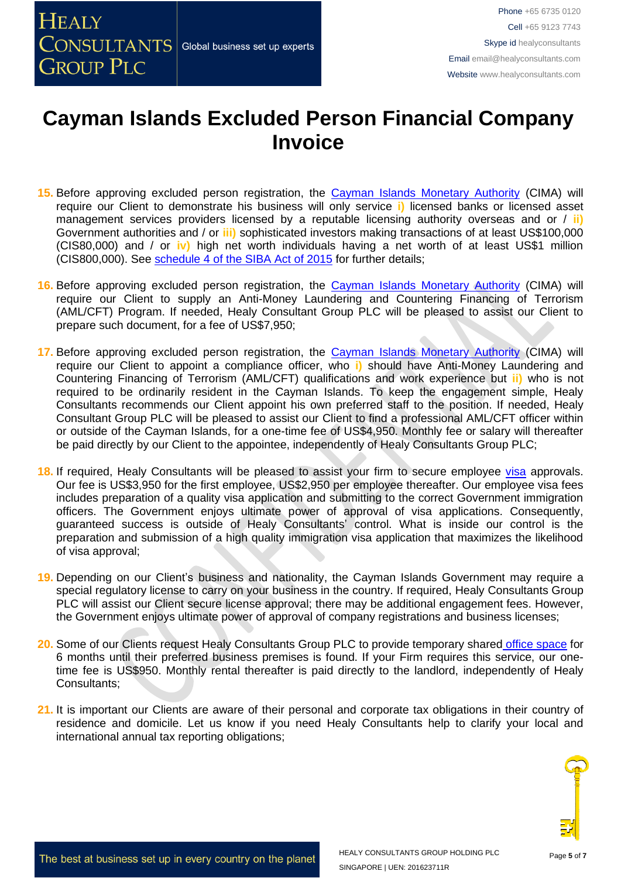# Cayman Islands Excluded Person Financial Company Invoice

15. Before approving excluded person registration, the Cayman Islands Monetary Authority (CIMA) will require our Client to demonstrate his business will only service **i)** licensed banks or licensed asset management services providers licensed by a reputable licensing authority overseas and or / **ii)** Government authorities and / or **iii)** sophisticated investors making transactions of at least US$100,000 (CIS80,000) and / or **iv)** high net worth individuals having a net worth of at least US$1 million (CIS800,000). See schedule 4 of the SIBA Act of 2015 for further details;

16. Before approving excluded person registration, the Cayman Islands Monetary Authority (CIMA) will require our Client to supply an Anti-Money Laundering and Countering Financing of Terrorism (AML/CFT) Program. If needed, Healy Consultant Group PLC will be pleased to assist our Client to prepare such document, for a fee of US$7,950;

17. Before approving excluded person registration, the Cayman Islands Monetary Authority (CIMA) will require our Client to appoint a compliance officer, who **i)** should have Anti-Money Laundering and Countering Financing of Terrorism (AML/CFT) qualifications and work experience but **ii)** who is not required to be ordinarily resident in the Cayman Islands. To keep the engagement simple, Healy Consultants recommends our Client appoint his own preferred staff to the position. If needed, Healy Consultant Group PLC will be pleased to assist our Client to find a professional AML/CFT officer within or outside of the Cayman Islands, for a one-time fee of US$4,950. Monthly fee or salary will thereafter be paid directly by our Client to the appointee, independently of Healy Consultants Group PLC;

18. If required, Healy Consultants will be pleased to assist your firm to secure employee visa approvals. Our fee is US$3,950 for the first employee, US$2,950 per employee thereafter. Our employee visa fees includes preparation of a quality visa application and submitting to the correct Government immigration officers. The Government enjoys ultimate power of approval of visa applications. Consequently, guaranteed success is outside of Healy Consultants' control. What is inside our control is the preparation and submission of a high quality immigration visa application that maximizes the likelihood of visa approval;

19. Depending on our Client's business and nationality, the Cayman Islands Government may require a special regulatory license to carry on your business in the country. If required, Healy Consultants Group PLC will assist our Client secure license approval; there may be additional engagement fees. However, the Government enjoys ultimate power of approval of company registrations and business licenses;

20. Some of our Clients request Healy Consultants Group PLC to provide temporary shared office space for 6 months until their preferred business premises is found. If your Firm requires this service, our one-time fee is US$950. Monthly rental thereafter is paid directly to the landlord, independently of Healy Consultants;

21. It is important our Clients are aware of their personal and corporate tax obligations in their country of residence and domicile. Let us know if you need Healy Consultants help to clarify your local and international annual tax reporting obligations;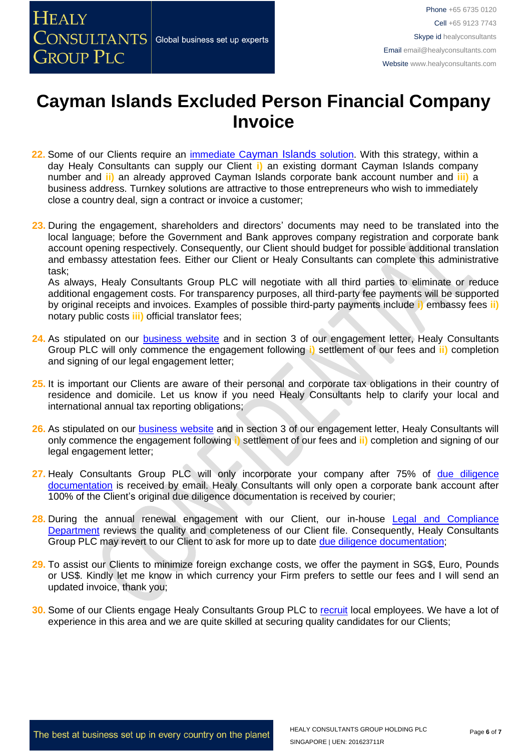# Cayman Islands Excluded Person Financial Company Invoice

22. Some of our Clients require an immediate Cayman Islands solution. With this strategy, within a day Healy Consultants can supply our Client i) an existing dormant Cayman Islands company number and ii) an already approved Cayman Islands corporate bank account number and iii) a business address. Turnkey solutions are attractive to those entrepreneurs who wish to immediately close a country deal, sign a contract or invoice a customer;

23. During the engagement, shareholders and directors' documents may need to be translated into the local language; before the Government and Bank approves company registration and corporate bank account opening respectively. Consequently, our Client should budget for possible additional translation and embassy attestation fees. Either our Client or Healy Consultants can complete this administrative task;
    As always, Healy Consultants Group PLC will negotiate with all third parties to eliminate or reduce additional engagement costs. For transparency purposes, all third-party fee payments will be supported by original receipts and invoices. Examples of possible third-party payments include i) embassy fees ii) notary public costs iii) official translator fees;

24. As stipulated on our business website and in section 3 of our engagement letter, Healy Consultants Group PLC will only commence the engagement following i) settlement of our fees and ii) completion and signing of our legal engagement letter;

25. It is important our Clients are aware of their personal and corporate tax obligations in their country of residence and domicile. Let us know if you need Healy Consultants help to clarify your local and international annual tax reporting obligations;

26. As stipulated on our business website and in section 3 of our engagement letter, Healy Consultants will only commence the engagement following i) settlement of our fees and ii) completion and signing of our legal engagement letter;

27. Healy Consultants Group PLC will only incorporate your company after 75% of due diligence documentation is received by email. Healy Consultants will only open a corporate bank account after 100% of the Client's original due diligence documentation is received by courier;

28. During the annual renewal engagement with our Client, our in-house Legal and Compliance Department reviews the quality and completeness of our Client file. Consequently, Healy Consultants Group PLC may revert to our Client to ask for more up to date due diligence documentation;

29. To assist our Clients to minimize foreign exchange costs, we offer the payment in SG$, Euro, Pounds or US$. Kindly let me know in which currency your Firm prefers to settle our fees and I will send an updated invoice, thank you;

30. Some of our Clients engage Healy Consultants Group PLC to recruit local employees. We have a lot of experience in this area and we are quite skilled at securing quality candidates for our Clients;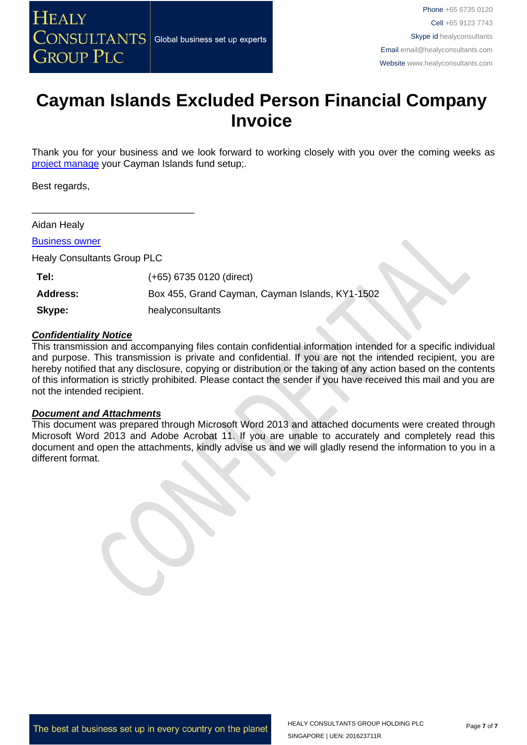# Cayman Islands Excluded Person Financial Company Invoice

Thank you for your business and we look forward to working closely with you over the coming weeks as project manage your Cayman Islands fund setup;.

Best regards,

_______________________________

Aidan Healy

Business owner

Healy Consultants Group PLC

| | |
|---|---|
| **Tel:** | (+65) 6735 0120 (direct) |
| **Address:** | Box 455, Grand Cayman, Cayman Islands, KY1-1502 |
| **Skype:** | healyconsultants |

***Confidentiality Notice***

This transmission and accompanying files contain confidential information intended for a specific individual and purpose. This transmission is private and confidential. If you are not the intended recipient, you are hereby notified that any disclosure, copying or distribution or the taking of any action based on the contents of this information is strictly prohibited. Please contact the sender if you have received this mail and you are not the intended recipient.

***Document and Attachments***

This document was prepared through Microsoft Word 2013 and attached documents were created through Microsoft Word 2013 and Adobe Acrobat 11. If you are unable to accurately and completely read this document and open the attachments, kindly advise us and we will gladly resend the information to you in a different format.